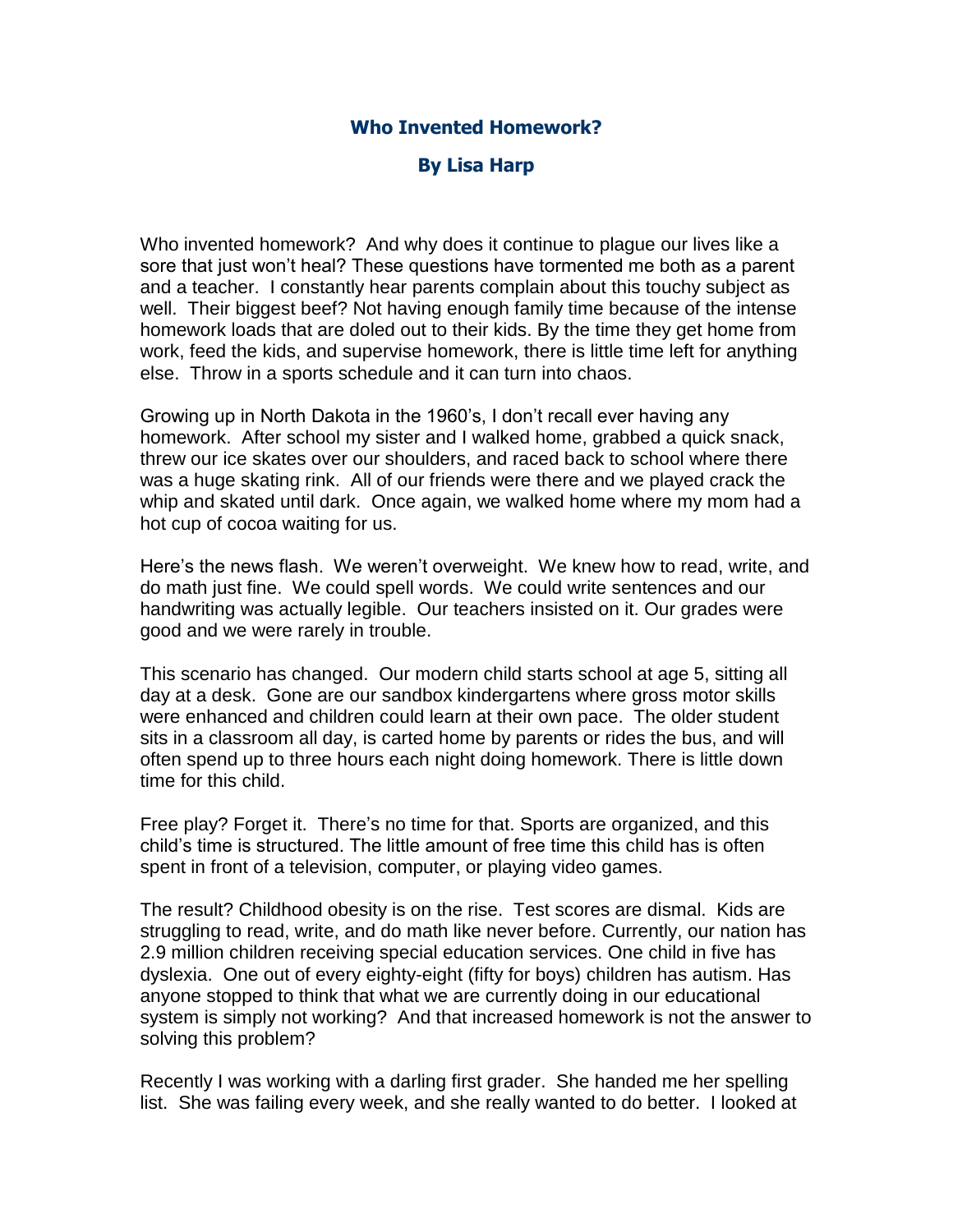# Who Invented Homework?

## By Lisa Harp

Who invented homework? And why does it continue to plague our lives like a sore that just won't heal? These questions have tormented me both as a parent and a teacher. I constantly hear parents complain about this touchy subject as well. Their biggest beef? Not having enough family time because of the intense homework loads that are doled out to their kids. By the time they get home from work, feed the kids, and supervise homework, there is little time left for anything else. Throw in a sports schedule and it can turn into chaos.

Growing up in North Dakota in the 1960's, I don't recall ever having any homework. After school my sister and I walked home, grabbed a quick snack, threw our ice skates over our shoulders, and raced back to school where there was a huge skating rink. All of our friends were there and we played crack the whip and skated until dark. Once again, we walked home where my mom had a hot cup of cocoa waiting for us.

Here's the news flash. We weren't overweight. We knew how to read, write, and do math just fine. We could spell words. We could write sentences and our handwriting was actually legible. Our teachers insisted on it. Our grades were good and we were rarely in trouble.

This scenario has changed. Our modern child starts school at age 5, sitting all day at a desk. Gone are our sandbox kindergartens where gross motor skills were enhanced and children could learn at their own pace. The older student sits in a classroom all day, is carted home by parents or rides the bus, and will often spend up to three hours each night doing homework. There is little down time for this child.

Free play? Forget it. There's no time for that. Sports are organized, and this child's time is structured. The little amount of free time this child has is often spent in front of a television, computer, or playing video games.

The result? Childhood obesity is on the rise. Test scores are dismal. Kids are struggling to read, write, and do math like never before. Currently, our nation has 2.9 million children receiving special education services. One child in five has dyslexia. One out of every eighty-eight (fifty for boys) children has autism. Has anyone stopped to think that what we are currently doing in our educational system is simply not working? And that increased homework is not the answer to solving this problem?

Recently I was working with a darling first grader. She handed me her spelling list. She was failing every week, and she really wanted to do better. I looked at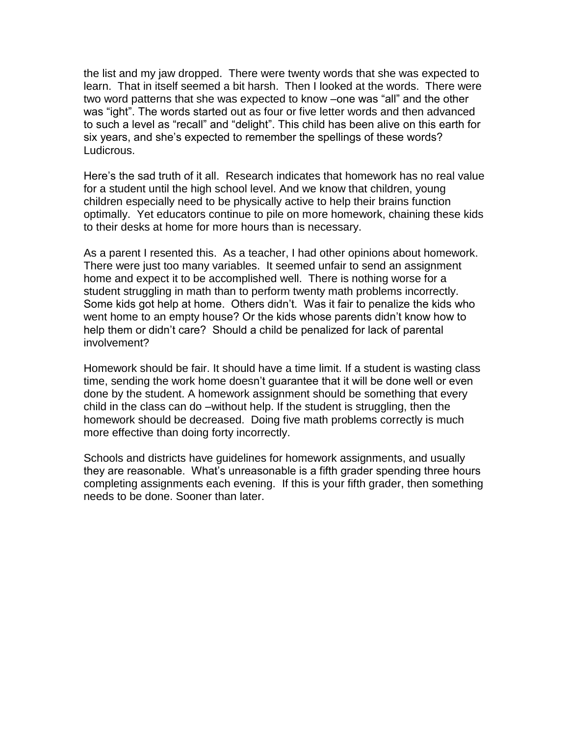the list and my jaw dropped. There were twenty words that she was expected to learn. That in itself seemed a bit harsh. Then I looked at the words. There were two word patterns that she was expected to know –one was "all" and the other was "ight". The words started out as four or five letter words and then advanced to such a level as "recall" and "delight". This child has been alive on this earth for six years, and she's expected to remember the spellings of these words? Ludicrous.

Here's the sad truth of it all. Research indicates that homework has no real value for a student until the high school level. And we know that children, young children especially need to be physically active to help their brains function optimally. Yet educators continue to pile on more homework, chaining these kids to their desks at home for more hours than is necessary.

As a parent I resented this. As a teacher, I had other opinions about homework. There were just too many variables. It seemed unfair to send an assignment home and expect it to be accomplished well. There is nothing worse for a student struggling in math than to perform twenty math problems incorrectly. Some kids got help at home. Others didn't. Was it fair to penalize the kids who went home to an empty house? Or the kids whose parents didn't know how to help them or didn't care? Should a child be penalized for lack of parental involvement?

Homework should be fair. It should have a time limit. If a student is wasting class time, sending the work home doesn't guarantee that it will be done well or even done by the student. A homework assignment should be something that every child in the class can do –without help. If the student is struggling, then the homework should be decreased. Doing five math problems correctly is much more effective than doing forty incorrectly.

Schools and districts have guidelines for homework assignments, and usually they are reasonable. What's unreasonable is a fifth grader spending three hours completing assignments each evening. If this is your fifth grader, then something needs to be done. Sooner than later.